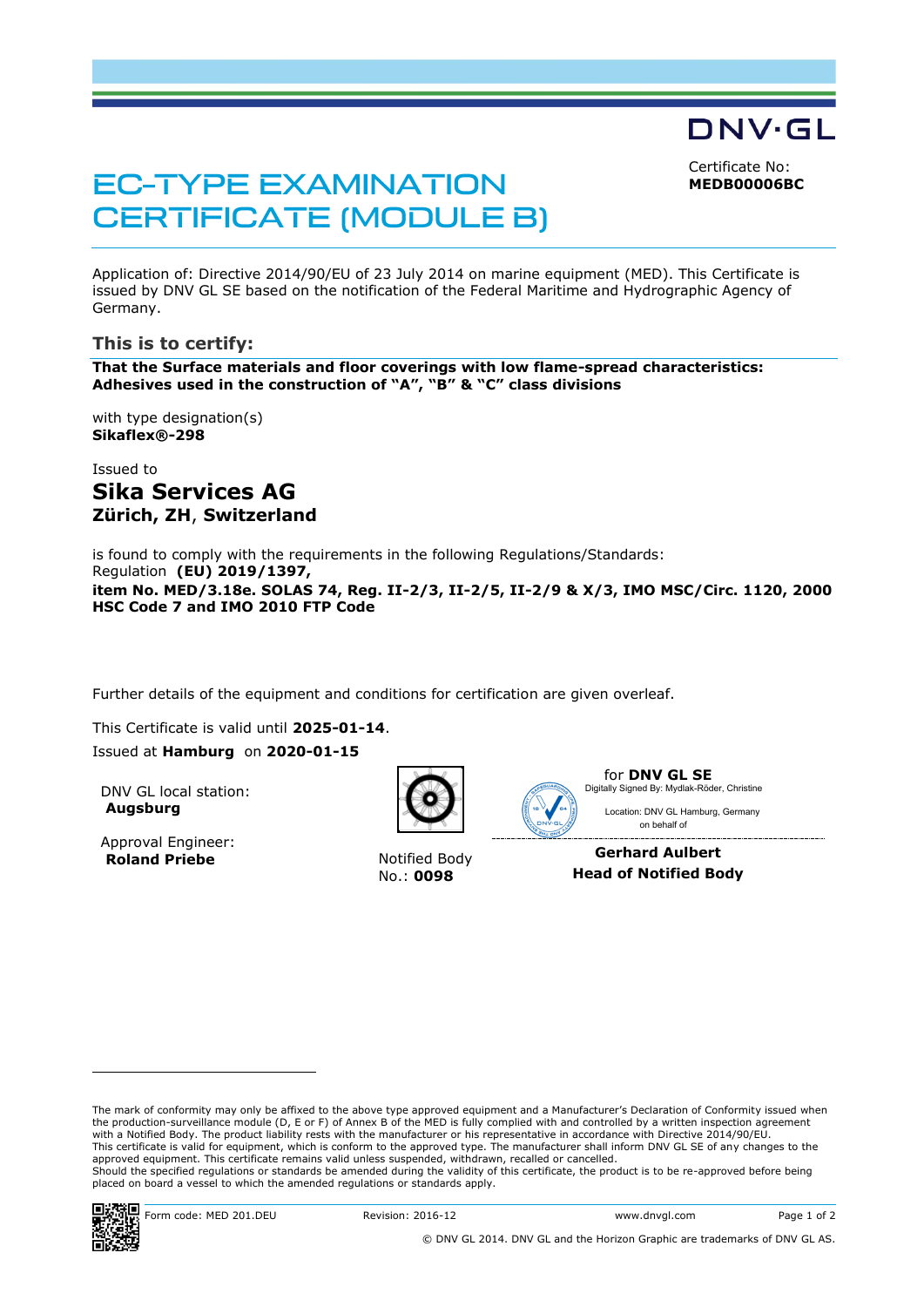DNV·GL

Certificate No:
**MEDB00006BC**

# EC-TYPE EXAMINATION CERTIFICATE (MODULE B)

Application of: Directive 2014/90/EU of 23 July 2014 on marine equipment (MED). This Certificate is issued by DNV GL SE based on the notification of the Federal Maritime and Hydrographic Agency of Germany.

## This is to certify:

**That the Surface materials and floor coverings with low flame-spread characteristics: Adhesives used in the construction of "A", "B" & "C" class divisions**

with type designation(s)
**Sikaflex®-298**

Issued to
## Sika Services AG
**Zürich, ZH, Switzerland**

is found to comply with the requirements in the following Regulations/Standards:
Regulation **(EU) 2019/1397,**
**item No. MED/3.18e. SOLAS 74, Reg. II-2/3, II-2/5, II-2/9 & X/3, IMO MSC/Circ. 1120, 2000 HSC Code 7 and IMO 2010 FTP Code**

Further details of the equipment and conditions for certification are given overleaf.

This Certificate is valid until **2025-01-14**.
Issued at **Hamburg** on **2020-01-15**

DNV GL local station:
**Augsburg**

Approval Engineer:
**Roland Priebe**

Notified Body
No.: **0098**

for **DNV GL SE**
Digitally Signed By: Mydlak-Röder, Christine
Location: DNV GL Hamburg, Germany
on behalf of

**Gerhard Aulbert**
**Head of Notified Body**

The mark of conformity may only be affixed to the above type approved equipment and a Manufacturer's Declaration of Conformity issued when the production-surveillance module (D, E or F) of Annex B of the MED is fully complied with and controlled by a written inspection agreement with a Notified Body. The product liability rests with the manufacturer or his representative in accordance with Directive 2014/90/EU.
This certificate is valid for equipment, which is conform to the approved type. The manufacturer shall inform DNV GL SE of any changes to the approved equipment. This certificate remains valid unless suspended, withdrawn, recalled or cancelled.
Should the specified regulations or standards be amended during the validity of this certificate, the product is to be re-approved before being placed on board a vessel to which the amended regulations or standards apply.

Form code: MED 201.DEU Revision: 2016-12 www.dnvgl.com

© DNV GL 2014. DNV GL and the Horizon Graphic are trademarks of DNV GL AS.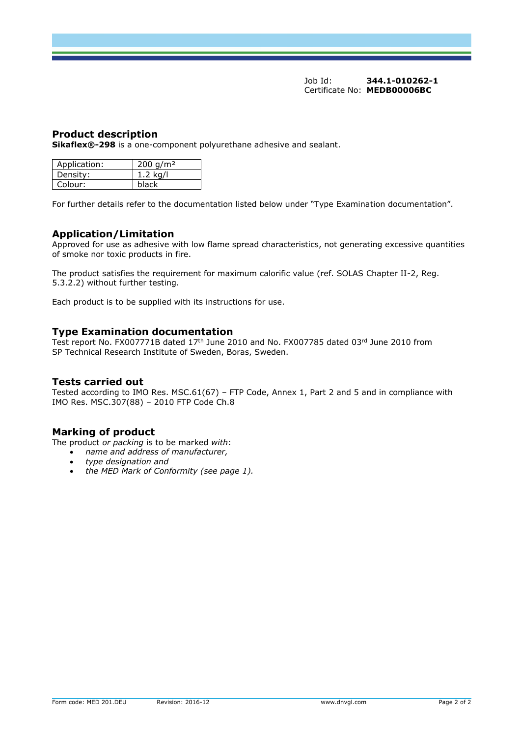Job Id: **344.1-010262-1**
Certificate No: **MEDB00006BC**

## Product description

**Sikaflex®-298** is a one-component polyurethane adhesive and sealant.

| | |
|---|---|
| Application: | 200 g/m² |
| Density: | 1.2 kg/l |
| Colour: | black |

For further details refer to the documentation listed below under "Type Examination documentation".

## Application/Limitation

Approved for use as adhesive with low flame spread characteristics, not generating excessive quantities of smoke nor toxic products in fire.

The product satisfies the requirement for maximum calorific value (ref. SOLAS Chapter II-2, Reg. 5.3.2.2) without further testing.

Each product is to be supplied with its instructions for use.

## Type Examination documentation

Test report No. FX007771B dated 17th June 2010 and No. FX007785 dated 03rd June 2010 from SP Technical Research Institute of Sweden, Boras, Sweden.

## Tests carried out

Tested according to IMO Res. MSC.61(67) – FTP Code, Annex 1, Part 2 and 5 and in compliance with IMO Res. MSC.307(88) – 2010 FTP Code Ch.8

## Marking of product

The product *or packing* is to be marked *with*:

- *name and address of manufacturer,*
- *type designation and*
- *the MED Mark of Conformity (see page 1).*